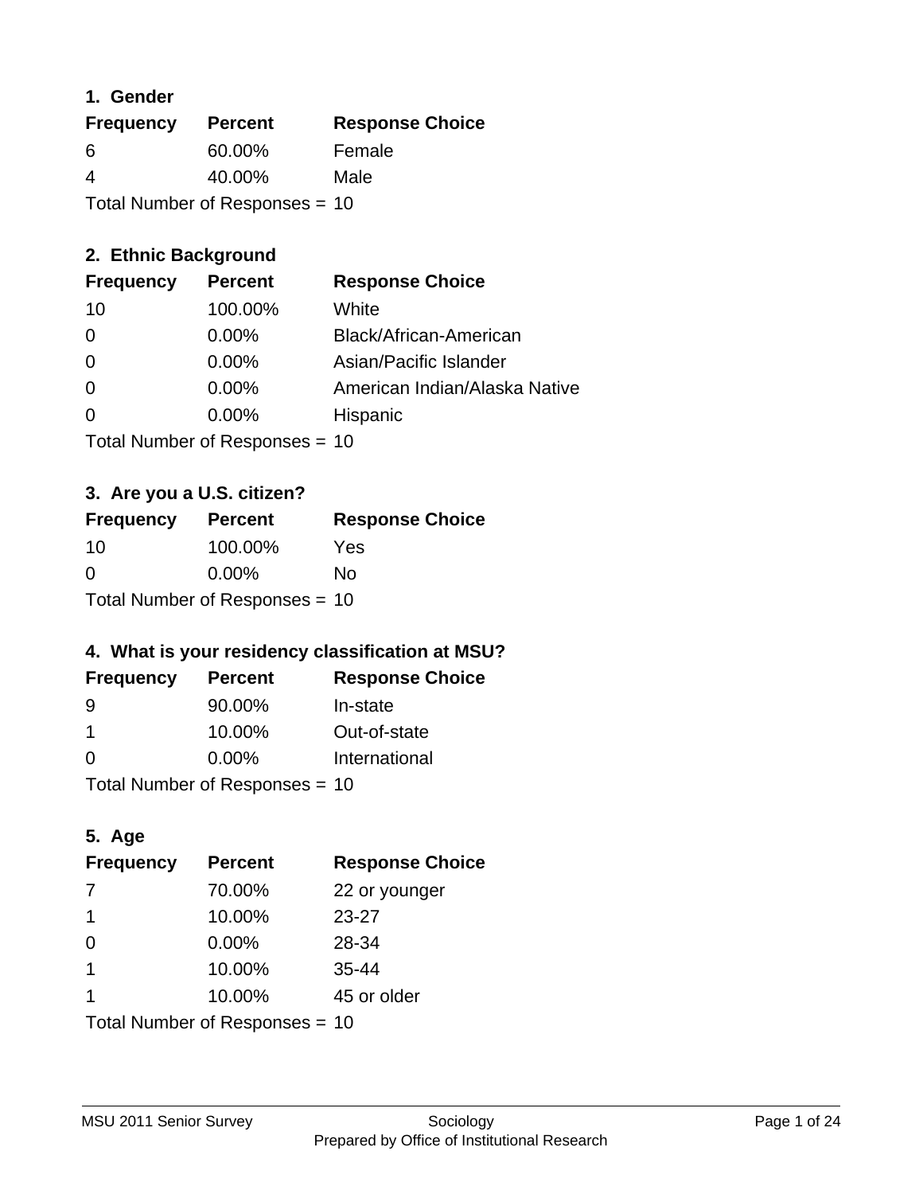### 1. Gender

| Frequency | Percent | Response Choice |
|---|---|---|
| 6 | 60.00% | Female |
| 4 | 40.00% | Male |

Total Number of Responses = 10

### 2. Ethnic Background

| Frequency | Percent | Response Choice |
|---|---|---|
| 10 | 100.00% | White |
| 0 | 0.00% | Black/African-American |
| 0 | 0.00% | Asian/Pacific Islander |
| 0 | 0.00% | American Indian/Alaska Native |
| 0 | 0.00% | Hispanic |

Total Number of Responses = 10

### 3. Are you a U.S. citizen?

| Frequency | Percent | Response Choice |
|---|---|---|
| 10 | 100.00% | Yes |
| 0 | 0.00% | No |

Total Number of Responses = 10

### 4. What is your residency classification at MSU?

| Frequency | Percent | Response Choice |
|---|---|---|
| 9 | 90.00% | In-state |
| 1 | 10.00% | Out-of-state |
| 0 | 0.00% | International |

Total Number of Responses = 10

### 5. Age

| Frequency | Percent | Response Choice |
|---|---|---|
| 7 | 70.00% | 22 or younger |
| 1 | 10.00% | 23-27 |
| 0 | 0.00% | 28-34 |
| 1 | 10.00% | 35-44 |
| 1 | 10.00% | 45 or older |

Total Number of Responses = 10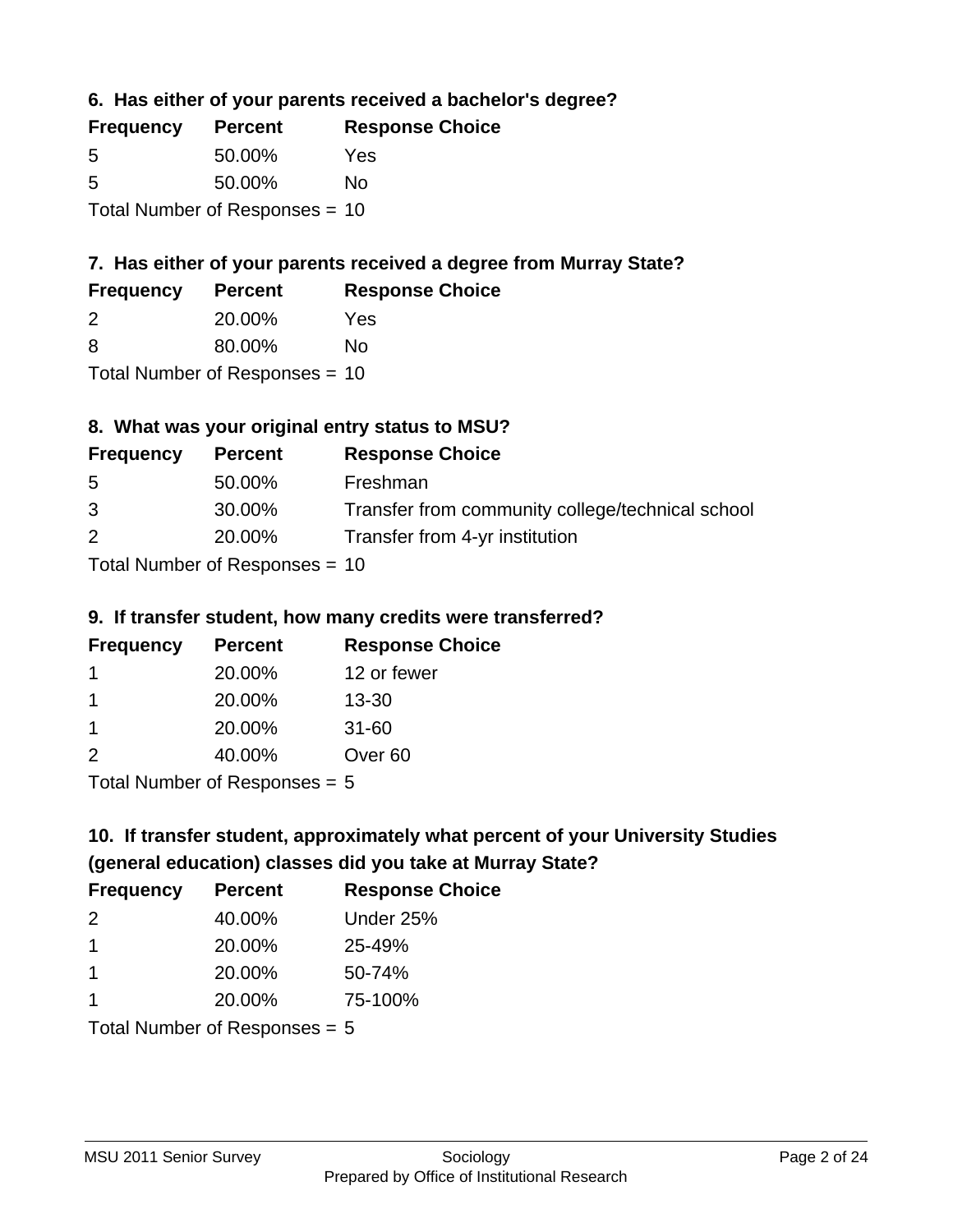### 6. Has either of your parents received a bachelor's degree?

| Frequency | Percent | Response Choice |
|---|---|---|
| 5 | 50.00% | Yes |
| 5 | 50.00% | No |

Total Number of Responses = 10

### 7. Has either of your parents received a degree from Murray State?

| Frequency | Percent | Response Choice |
|---|---|---|
| 2 | 20.00% | Yes |
| 8 | 80.00% | No |

Total Number of Responses = 10

### 8. What was your original entry status to MSU?

| Frequency | Percent | Response Choice |
|---|---|---|
| 5 | 50.00% | Freshman |
| 3 | 30.00% | Transfer from community college/technical school |
| 2 | 20.00% | Transfer from 4-yr institution |

Total Number of Responses = 10

### 9. If transfer student, how many credits were transferred?

| Frequency | Percent | Response Choice |
|---|---|---|
| 1 | 20.00% | 12 or fewer |
| 1 | 20.00% | 13-30 |
| 1 | 20.00% | 31-60 |
| 2 | 40.00% | Over 60 |

Total Number of Responses = 5

### 10. If transfer student, approximately what percent of your University Studies (general education) classes did you take at Murray State?

| Frequency | Percent | Response Choice |
|---|---|---|
| 2 | 40.00% | Under 25% |
| 1 | 20.00% | 25-49% |
| 1 | 20.00% | 50-74% |
| 1 | 20.00% | 75-100% |

Total Number of Responses = 5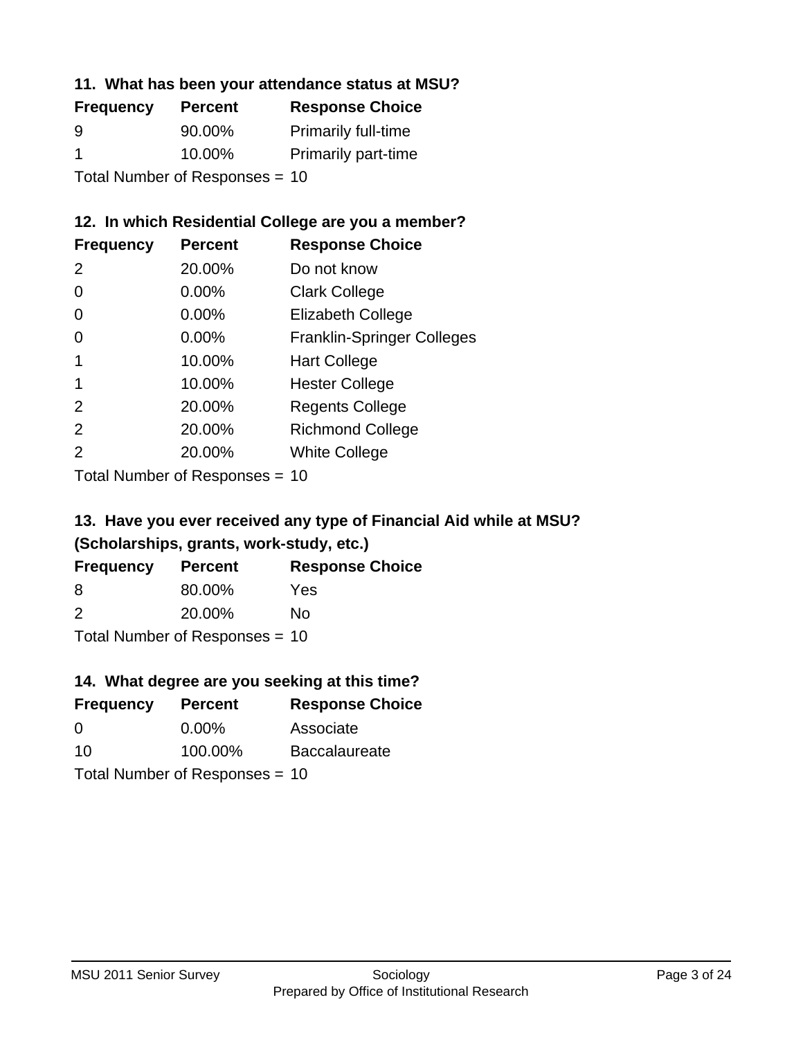### 11. What has been your attendance status at MSU?

| Frequency | Percent | Response Choice |
|---|---|---|
| 9 | 90.00% | Primarily full-time |
| 1 | 10.00% | Primarily part-time |

Total Number of Responses = 10

### 12. In which Residential College are you a member?

| Frequency | Percent | Response Choice |
|---|---|---|
| 2 | 20.00% | Do not know |
| 0 | 0.00% | Clark College |
| 0 | 0.00% | Elizabeth College |
| 0 | 0.00% | Franklin-Springer Colleges |
| 1 | 10.00% | Hart College |
| 1 | 10.00% | Hester College |
| 2 | 20.00% | Regents College |
| 2 | 20.00% | Richmond College |
| 2 | 20.00% | White College |

Total Number of Responses = 10

### 13. Have you ever received any type of Financial Aid while at MSU? (Scholarships, grants, work-study, etc.)

| Frequency | Percent | Response Choice |
|---|---|---|
| 8 | 80.00% | Yes |
| 2 | 20.00% | No |

Total Number of Responses = 10

### 14. What degree are you seeking at this time?

| Frequency | Percent | Response Choice |
|---|---|---|
| 0 | 0.00% | Associate |
| 10 | 100.00% | Baccalaureate |

Total Number of Responses = 10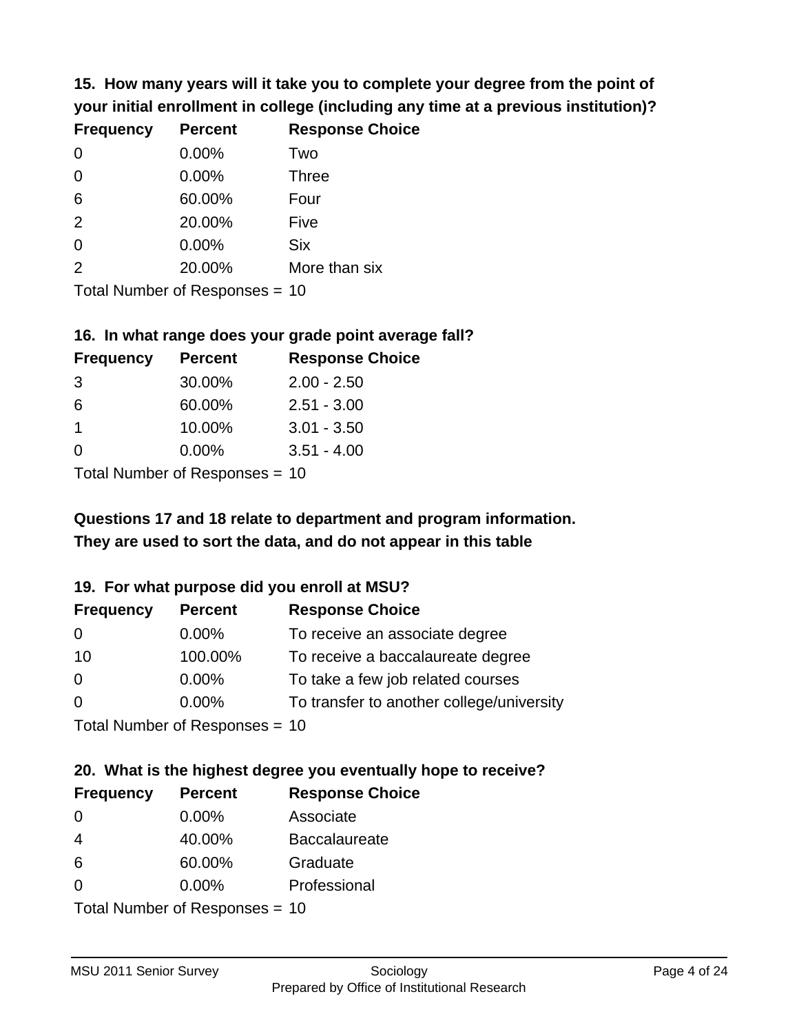**15. How many years will it take you to complete your degree from the point of your initial enrollment in college (including any time at a previous institution)?**

| Frequency | Percent | Response Choice |
|---|---|---|
| 0 | 0.00% | Two |
| 0 | 0.00% | Three |
| 6 | 60.00% | Four |
| 2 | 20.00% | Five |
| 0 | 0.00% | Six |
| 2 | 20.00% | More than six |

Total Number of Responses = 10

**16. In what range does your grade point average fall?**

| Frequency | Percent | Response Choice |
|---|---|---|
| 3 | 30.00% | 2.00 - 2.50 |
| 6 | 60.00% | 2.51 - 3.00 |
| 1 | 10.00% | 3.01 - 3.50 |
| 0 | 0.00% | 3.51 - 4.00 |

Total Number of Responses = 10

**Questions 17 and 18 relate to department and program information. They are used to sort the data, and do not appear in this table**

**19. For what purpose did you enroll at MSU?**

| Frequency | Percent | Response Choice |
|---|---|---|
| 0 | 0.00% | To receive an associate degree |
| 10 | 100.00% | To receive a baccalaureate degree |
| 0 | 0.00% | To take a few job related courses |
| 0 | 0.00% | To transfer to another college/university |

Total Number of Responses = 10

**20. What is the highest degree you eventually hope to receive?**

| Frequency | Percent | Response Choice |
|---|---|---|
| 0 | 0.00% | Associate |
| 4 | 40.00% | Baccalaureate |
| 6 | 60.00% | Graduate |
| 0 | 0.00% | Professional |

Total Number of Responses = 10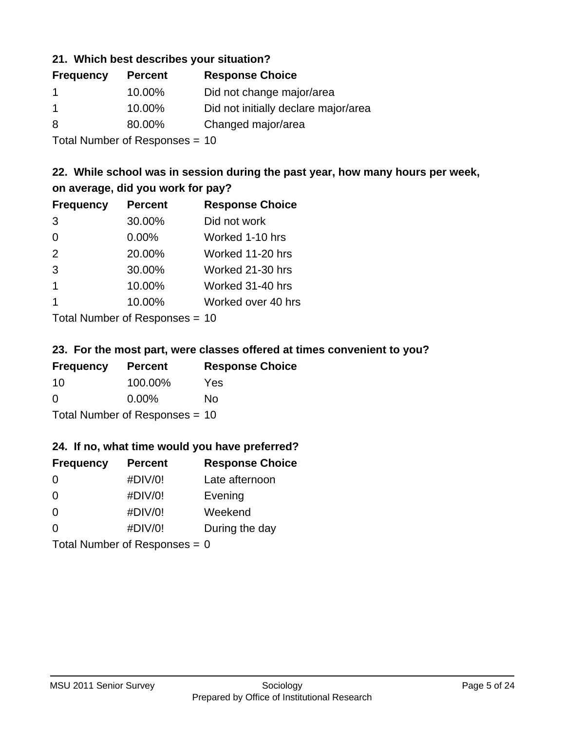### 21. Which best describes your situation?

| Frequency | Percent | Response Choice |
|---|---|---|
| 1 | 10.00% | Did not change major/area |
| 1 | 10.00% | Did not initially declare major/area |
| 8 | 80.00% | Changed major/area |

Total Number of Responses = 10

### 22. While school was in session during the past year, how many hours per week, on average, did you work for pay?

| Frequency | Percent | Response Choice |
|---|---|---|
| 3 | 30.00% | Did not work |
| 0 | 0.00% | Worked 1-10 hrs |
| 2 | 20.00% | Worked 11-20 hrs |
| 3 | 30.00% | Worked 21-30 hrs |
| 1 | 10.00% | Worked 31-40 hrs |
| 1 | 10.00% | Worked over 40 hrs |

Total Number of Responses = 10

### 23. For the most part, were classes offered at times convenient to you?

| Frequency | Percent | Response Choice |
|---|---|---|
| 10 | 100.00% | Yes |
| 0 | 0.00% | No |

Total Number of Responses = 10

### 24. If no, what time would you have preferred?

| Frequency | Percent | Response Choice |
|---|---|---|
| 0 | #DIV/0! | Late afternoon |
| 0 | #DIV/0! | Evening |
| 0 | #DIV/0! | Weekend |
| 0 | #DIV/0! | During the day |

Total Number of Responses = 0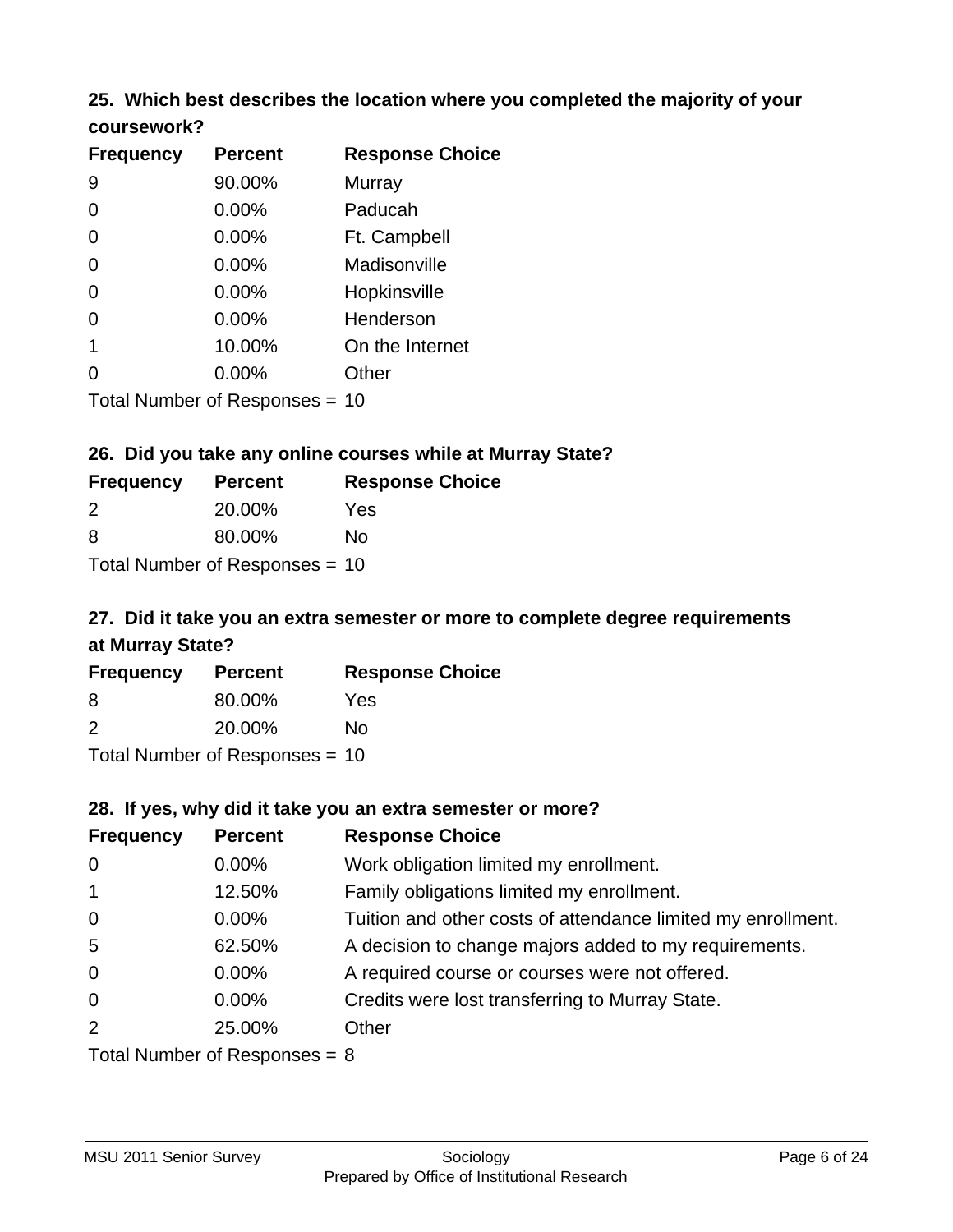### 25. Which best describes the location where you completed the majority of your coursework?

| Frequency | Percent | Response Choice |
|---|---|---|
| 9 | 90.00% | Murray |
| 0 | 0.00% | Paducah |
| 0 | 0.00% | Ft. Campbell |
| 0 | 0.00% | Madisonville |
| 0 | 0.00% | Hopkinsville |
| 0 | 0.00% | Henderson |
| 1 | 10.00% | On the Internet |
| 0 | 0.00% | Other |

Total Number of Responses = 10

### 26. Did you take any online courses while at Murray State?

| Frequency | Percent | Response Choice |
|---|---|---|
| 2 | 20.00% | Yes |
| 8 | 80.00% | No |

Total Number of Responses = 10

### 27. Did it take you an extra semester or more to complete degree requirements at Murray State?

| Frequency | Percent | Response Choice |
|---|---|---|
| 8 | 80.00% | Yes |
| 2 | 20.00% | No |

Total Number of Responses = 10

### 28. If yes, why did it take you an extra semester or more?

| Frequency | Percent | Response Choice |
|---|---|---|
| 0 | 0.00% | Work obligation limited my enrollment. |
| 1 | 12.50% | Family obligations limited my enrollment. |
| 0 | 0.00% | Tuition and other costs of attendance limited my enrollment. |
| 5 | 62.50% | A decision to change majors added to my requirements. |
| 0 | 0.00% | A required course or courses were not offered. |
| 0 | 0.00% | Credits were lost transferring to Murray State. |
| 2 | 25.00% | Other |

Total Number of Responses = 8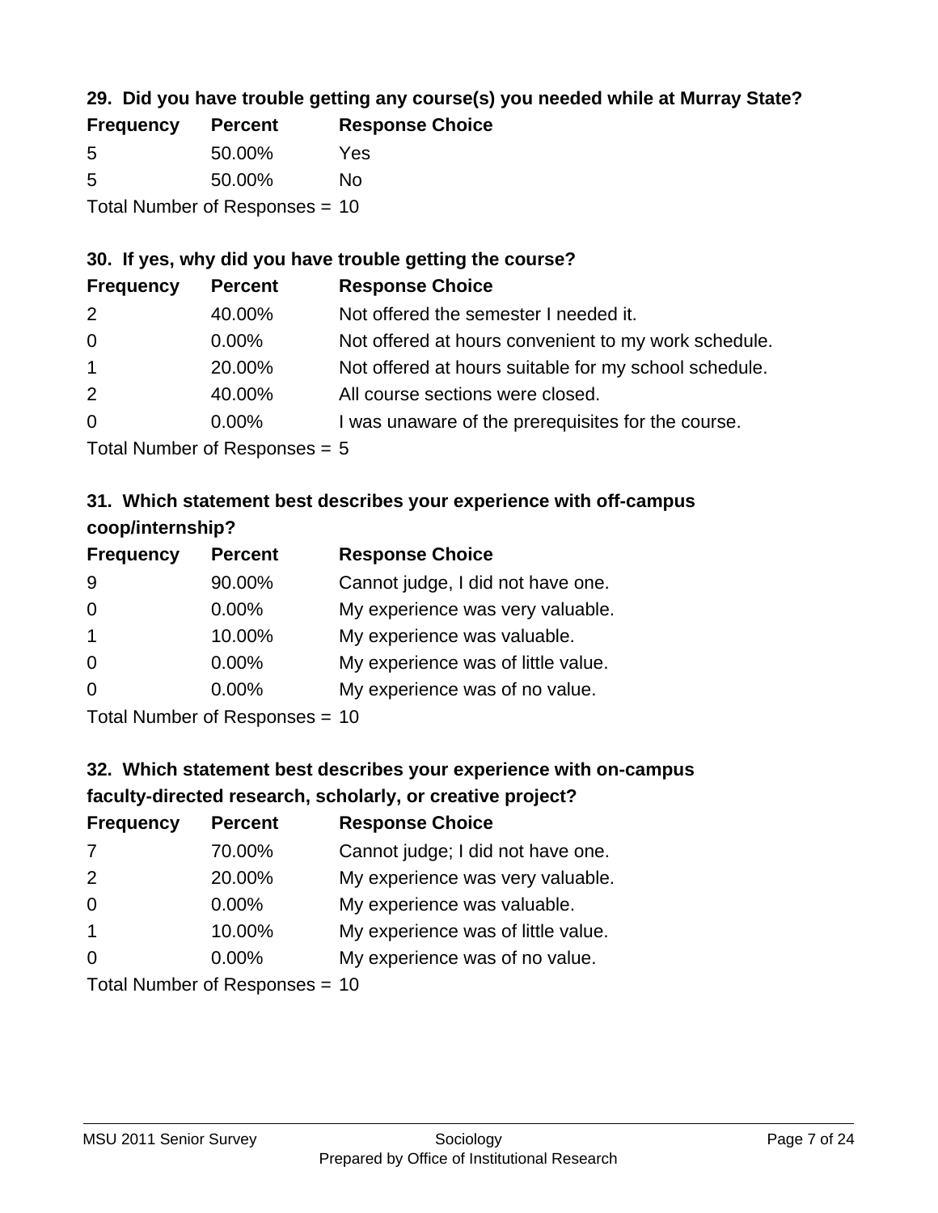### 29. Did you have trouble getting any course(s) you needed while at Murray State?

| Frequency | Percent | Response Choice |
|---|---|---|
| 5 | 50.00% | Yes |
| 5 | 50.00% | No |

Total Number of Responses = 10

### 30. If yes, why did you have trouble getting the course?

| Frequency | Percent | Response Choice |
|---|---|---|
| 2 | 40.00% | Not offered the semester I needed it. |
| 0 | 0.00% | Not offered at hours convenient to my work schedule. |
| 1 | 20.00% | Not offered at hours suitable for my school schedule. |
| 2 | 40.00% | All course sections were closed. |
| 0 | 0.00% | I was unaware of the prerequisites for the course. |

Total Number of Responses = 5

### 31. Which statement best describes your experience with off-campus coop/internship?

| Frequency | Percent | Response Choice |
|---|---|---|
| 9 | 90.00% | Cannot judge, I did not have one. |
| 0 | 0.00% | My experience was very valuable. |
| 1 | 10.00% | My experience was valuable. |
| 0 | 0.00% | My experience was of little value. |
| 0 | 0.00% | My experience was of no value. |

Total Number of Responses = 10

### 32. Which statement best describes your experience with on-campus faculty-directed research, scholarly, or creative project?

| Frequency | Percent | Response Choice |
|---|---|---|
| 7 | 70.00% | Cannot judge; I did not have one. |
| 2 | 20.00% | My experience was very valuable. |
| 0 | 0.00% | My experience was valuable. |
| 1 | 10.00% | My experience was of little value. |
| 0 | 0.00% | My experience was of no value. |

Total Number of Responses = 10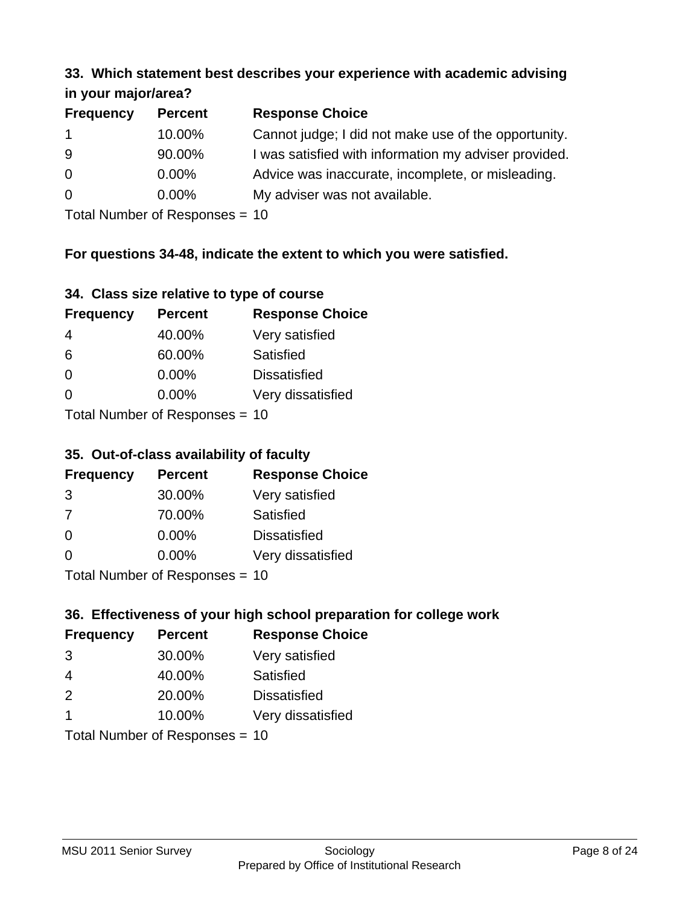### 33. Which statement best describes your experience with academic advising in your major/area?

| Frequency | Percent | Response Choice |
|---|---|---|
| 1 | 10.00% | Cannot judge; I did not make use of the opportunity. |
| 9 | 90.00% | I was satisfied with information my adviser provided. |
| 0 | 0.00% | Advice was inaccurate, incomplete, or misleading. |
| 0 | 0.00% | My adviser was not available. |

Total Number of Responses = 10

**For questions 34-48, indicate the extent to which you were satisfied.**

### 34. Class size relative to type of course

| Frequency | Percent | Response Choice |
|---|---|---|
| 4 | 40.00% | Very satisfied |
| 6 | 60.00% | Satisfied |
| 0 | 0.00% | Dissatisfied |
| 0 | 0.00% | Very dissatisfied |

Total Number of Responses = 10

### 35. Out-of-class availability of faculty

| Frequency | Percent | Response Choice |
|---|---|---|
| 3 | 30.00% | Very satisfied |
| 7 | 70.00% | Satisfied |
| 0 | 0.00% | Dissatisfied |
| 0 | 0.00% | Very dissatisfied |

Total Number of Responses = 10

### 36. Effectiveness of your high school preparation for college work

| Frequency | Percent | Response Choice |
|---|---|---|
| 3 | 30.00% | Very satisfied |
| 4 | 40.00% | Satisfied |
| 2 | 20.00% | Dissatisfied |
| 1 | 10.00% | Very dissatisfied |

Total Number of Responses = 10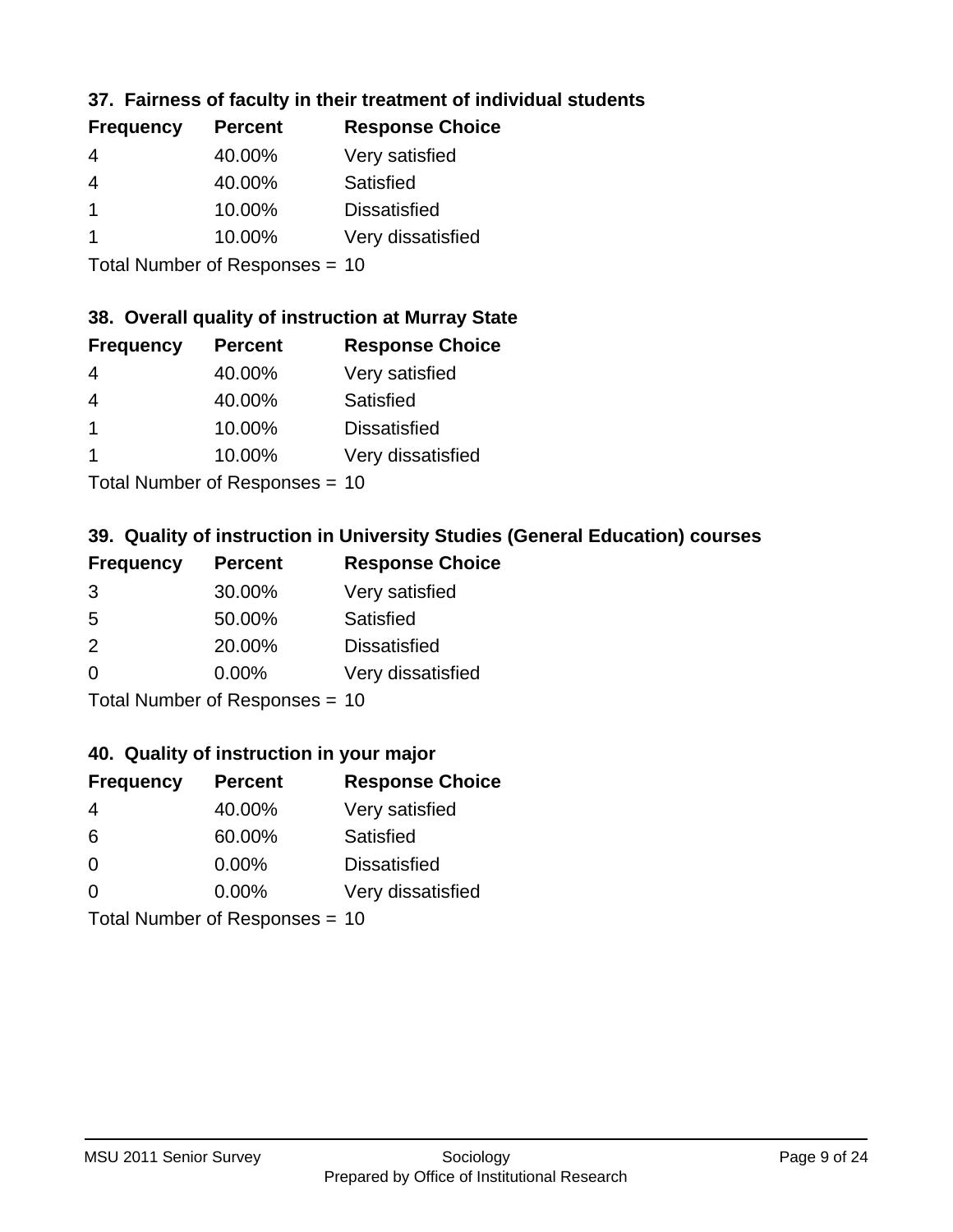### 37. Fairness of faculty in their treatment of individual students

| Frequency | Percent | Response Choice |
|---|---|---|
| 4 | 40.00% | Very satisfied |
| 4 | 40.00% | Satisfied |
| 1 | 10.00% | Dissatisfied |
| 1 | 10.00% | Very dissatisfied |

Total Number of Responses = 10

### 38. Overall quality of instruction at Murray State

| Frequency | Percent | Response Choice |
|---|---|---|
| 4 | 40.00% | Very satisfied |
| 4 | 40.00% | Satisfied |
| 1 | 10.00% | Dissatisfied |
| 1 | 10.00% | Very dissatisfied |

Total Number of Responses = 10

### 39. Quality of instruction in University Studies (General Education) courses

| Frequency | Percent | Response Choice |
|---|---|---|
| 3 | 30.00% | Very satisfied |
| 5 | 50.00% | Satisfied |
| 2 | 20.00% | Dissatisfied |
| 0 | 0.00% | Very dissatisfied |

Total Number of Responses = 10

### 40. Quality of instruction in your major

| Frequency | Percent | Response Choice |
|---|---|---|
| 4 | 40.00% | Very satisfied |
| 6 | 60.00% | Satisfied |
| 0 | 0.00% | Dissatisfied |
| 0 | 0.00% | Very dissatisfied |

Total Number of Responses = 10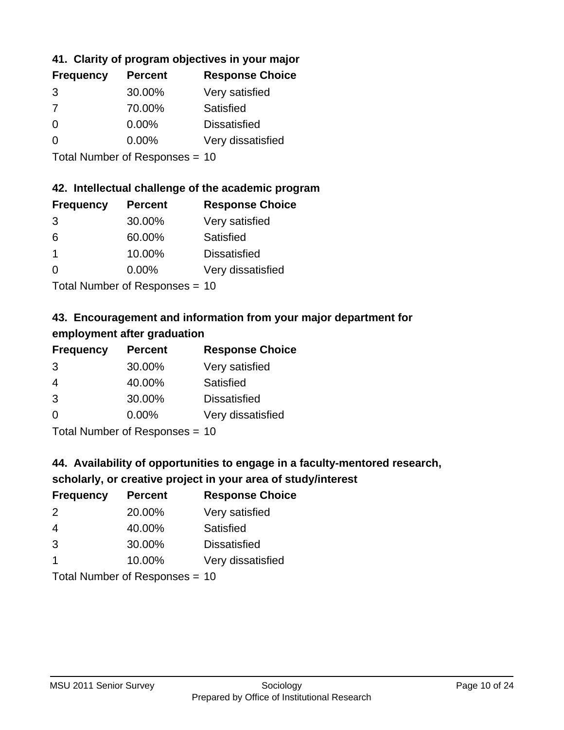### 41. Clarity of program objectives in your major

| Frequency | Percent | Response Choice |
|---|---|---|
| 3 | 30.00% | Very satisfied |
| 7 | 70.00% | Satisfied |
| 0 | 0.00% | Dissatisfied |
| 0 | 0.00% | Very dissatisfied |

Total Number of Responses = 10

### 42. Intellectual challenge of the academic program

| Frequency | Percent | Response Choice |
|---|---|---|
| 3 | 30.00% | Very satisfied |
| 6 | 60.00% | Satisfied |
| 1 | 10.00% | Dissatisfied |
| 0 | 0.00% | Very dissatisfied |

Total Number of Responses = 10

### 43. Encouragement and information from your major department for employment after graduation

| Frequency | Percent | Response Choice |
|---|---|---|
| 3 | 30.00% | Very satisfied |
| 4 | 40.00% | Satisfied |
| 3 | 30.00% | Dissatisfied |
| 0 | 0.00% | Very dissatisfied |

Total Number of Responses = 10

### 44. Availability of opportunities to engage in a faculty-mentored research, scholarly, or creative project in your area of study/interest

| Frequency | Percent | Response Choice |
|---|---|---|
| 2 | 20.00% | Very satisfied |
| 4 | 40.00% | Satisfied |
| 3 | 30.00% | Dissatisfied |
| 1 | 10.00% | Very dissatisfied |

Total Number of Responses = 10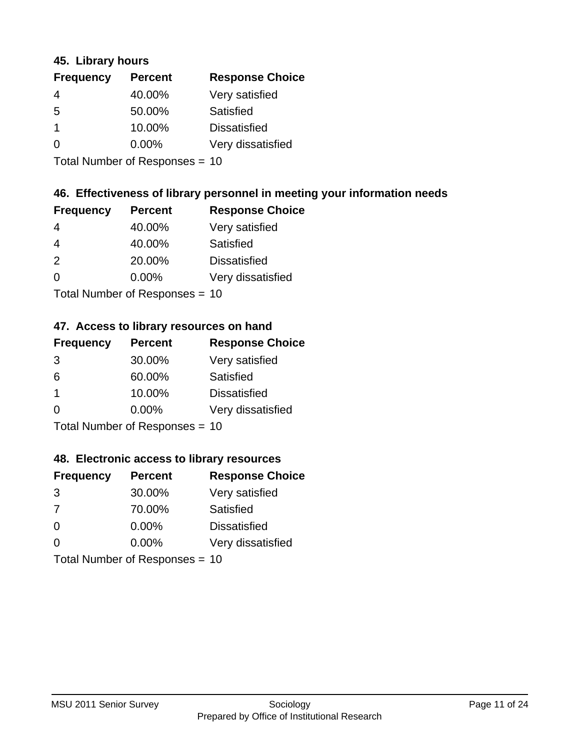### 45. Library hours

| Frequency | Percent | Response Choice |
| --- | --- | --- |
| 4 | 40.00% | Very satisfied |
| 5 | 50.00% | Satisfied |
| 1 | 10.00% | Dissatisfied |
| 0 | 0.00% | Very dissatisfied |

Total Number of Responses = 10

### 46. Effectiveness of library personnel in meeting your information needs

| Frequency | Percent | Response Choice |
| --- | --- | --- |
| 4 | 40.00% | Very satisfied |
| 4 | 40.00% | Satisfied |
| 2 | 20.00% | Dissatisfied |
| 0 | 0.00% | Very dissatisfied |

Total Number of Responses = 10

### 47. Access to library resources on hand

| Frequency | Percent | Response Choice |
| --- | --- | --- |
| 3 | 30.00% | Very satisfied |
| 6 | 60.00% | Satisfied |
| 1 | 10.00% | Dissatisfied |
| 0 | 0.00% | Very dissatisfied |

Total Number of Responses = 10

### 48. Electronic access to library resources

| Frequency | Percent | Response Choice |
| --- | --- | --- |
| 3 | 30.00% | Very satisfied |
| 7 | 70.00% | Satisfied |
| 0 | 0.00% | Dissatisfied |
| 0 | 0.00% | Very dissatisfied |

Total Number of Responses = 10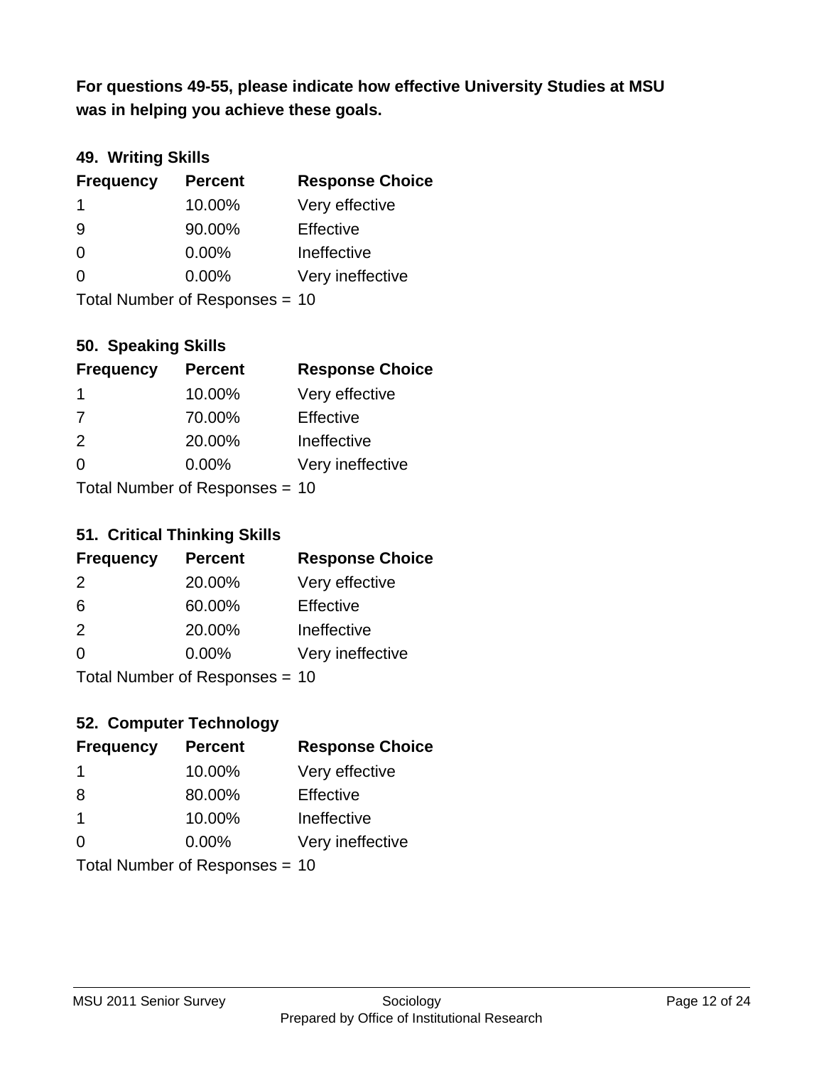**For questions 49-55, please indicate how effective University Studies at MSU was in helping you achieve these goals.**

### 49. Writing Skills

| Frequency | Percent | Response Choice |
|---|---|---|
| 1 | 10.00% | Very effective |
| 9 | 90.00% | Effective |
| 0 | 0.00% | Ineffective |
| 0 | 0.00% | Very ineffective |

Total Number of Responses = 10

### 50. Speaking Skills

| Frequency | Percent | Response Choice |
|---|---|---|
| 1 | 10.00% | Very effective |
| 7 | 70.00% | Effective |
| 2 | 20.00% | Ineffective |
| 0 | 0.00% | Very ineffective |

Total Number of Responses = 10

### 51. Critical Thinking Skills

| Frequency | Percent | Response Choice |
|---|---|---|
| 2 | 20.00% | Very effective |
| 6 | 60.00% | Effective |
| 2 | 20.00% | Ineffective |
| 0 | 0.00% | Very ineffective |

Total Number of Responses = 10

### 52. Computer Technology

| Frequency | Percent | Response Choice |
|---|---|---|
| 1 | 10.00% | Very effective |
| 8 | 80.00% | Effective |
| 1 | 10.00% | Ineffective |
| 0 | 0.00% | Very ineffective |

Total Number of Responses = 10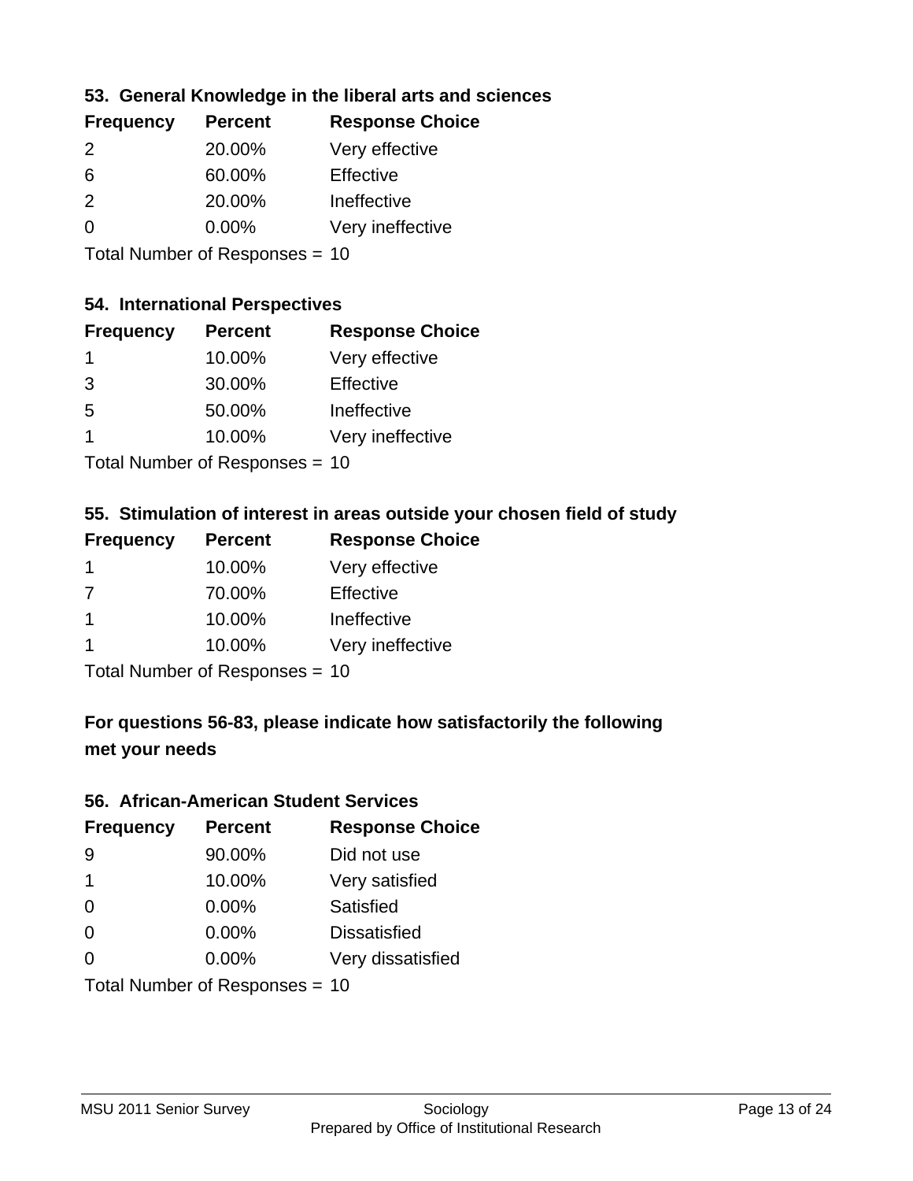### 53. General Knowledge in the liberal arts and sciences

| Frequency | Percent | Response Choice |
| --- | --- | --- |
| 2 | 20.00% | Very effective |
| 6 | 60.00% | Effective |
| 2 | 20.00% | Ineffective |
| 0 | 0.00% | Very ineffective |

Total Number of Responses = 10

### 54. International Perspectives

| Frequency | Percent | Response Choice |
| --- | --- | --- |
| 1 | 10.00% | Very effective |
| 3 | 30.00% | Effective |
| 5 | 50.00% | Ineffective |
| 1 | 10.00% | Very ineffective |

Total Number of Responses = 10

### 55. Stimulation of interest in areas outside your chosen field of study

| Frequency | Percent | Response Choice |
| --- | --- | --- |
| 1 | 10.00% | Very effective |
| 7 | 70.00% | Effective |
| 1 | 10.00% | Ineffective |
| 1 | 10.00% | Very ineffective |

Total Number of Responses = 10

## For questions 56-83, please indicate how satisfactorily the following met your needs

### 56. African-American Student Services

| Frequency | Percent | Response Choice |
| --- | --- | --- |
| 9 | 90.00% | Did not use |
| 1 | 10.00% | Very satisfied |
| 0 | 0.00% | Satisfied |
| 0 | 0.00% | Dissatisfied |
| 0 | 0.00% | Very dissatisfied |

Total Number of Responses = 10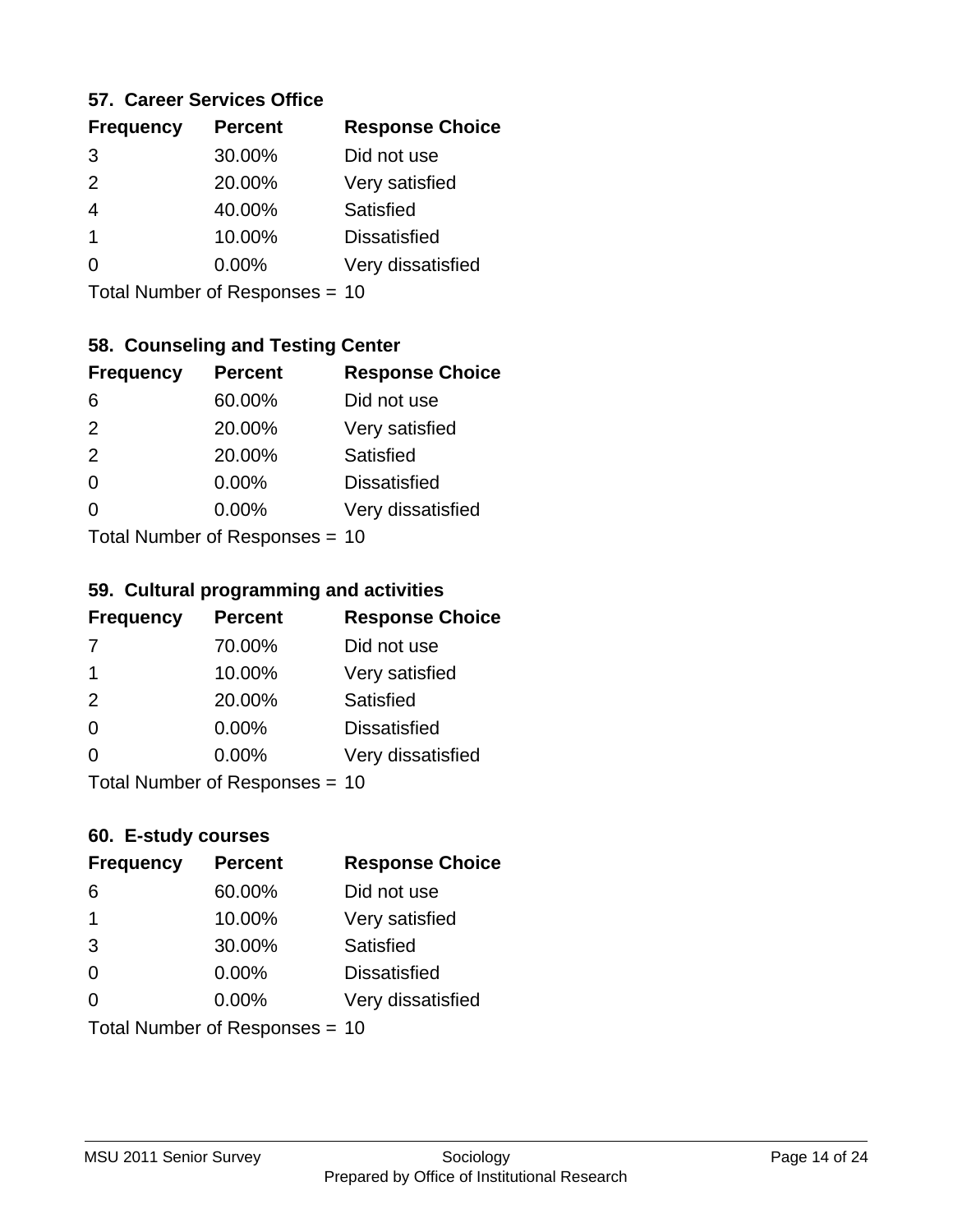### 57. Career Services Office

| Frequency | Percent | Response Choice |
|---|---|---|
| 3 | 30.00% | Did not use |
| 2 | 20.00% | Very satisfied |
| 4 | 40.00% | Satisfied |
| 1 | 10.00% | Dissatisfied |
| 0 | 0.00% | Very dissatisfied |

Total Number of Responses = 10

### 58. Counseling and Testing Center

| Frequency | Percent | Response Choice |
|---|---|---|
| 6 | 60.00% | Did not use |
| 2 | 20.00% | Very satisfied |
| 2 | 20.00% | Satisfied |
| 0 | 0.00% | Dissatisfied |
| 0 | 0.00% | Very dissatisfied |

Total Number of Responses = 10

### 59. Cultural programming and activities

| Frequency | Percent | Response Choice |
|---|---|---|
| 7 | 70.00% | Did not use |
| 1 | 10.00% | Very satisfied |
| 2 | 20.00% | Satisfied |
| 0 | 0.00% | Dissatisfied |
| 0 | 0.00% | Very dissatisfied |

Total Number of Responses = 10

### 60. E-study courses

| Frequency | Percent | Response Choice |
|---|---|---|
| 6 | 60.00% | Did not use |
| 1 | 10.00% | Very satisfied |
| 3 | 30.00% | Satisfied |
| 0 | 0.00% | Dissatisfied |
| 0 | 0.00% | Very dissatisfied |

Total Number of Responses = 10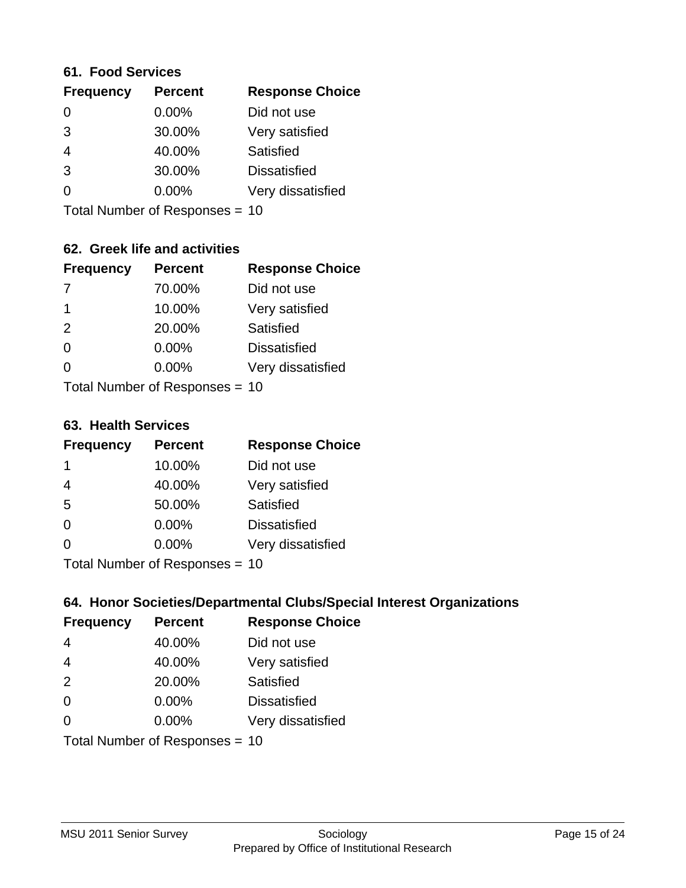### 61. Food Services

| Frequency | Percent | Response Choice |
|---|---|---|
| 0 | 0.00% | Did not use |
| 3 | 30.00% | Very satisfied |
| 4 | 40.00% | Satisfied |
| 3 | 30.00% | Dissatisfied |
| 0 | 0.00% | Very dissatisfied |

Total Number of Responses = 10

### 62. Greek life and activities

| Frequency | Percent | Response Choice |
|---|---|---|
| 7 | 70.00% | Did not use |
| 1 | 10.00% | Very satisfied |
| 2 | 20.00% | Satisfied |
| 0 | 0.00% | Dissatisfied |
| 0 | 0.00% | Very dissatisfied |

Total Number of Responses = 10

### 63. Health Services

| Frequency | Percent | Response Choice |
|---|---|---|
| 1 | 10.00% | Did not use |
| 4 | 40.00% | Very satisfied |
| 5 | 50.00% | Satisfied |
| 0 | 0.00% | Dissatisfied |
| 0 | 0.00% | Very dissatisfied |

Total Number of Responses = 10

### 64. Honor Societies/Departmental Clubs/Special Interest Organizations

| Frequency | Percent | Response Choice |
|---|---|---|
| 4 | 40.00% | Did not use |
| 4 | 40.00% | Very satisfied |
| 2 | 20.00% | Satisfied |
| 0 | 0.00% | Dissatisfied |
| 0 | 0.00% | Very dissatisfied |

Total Number of Responses = 10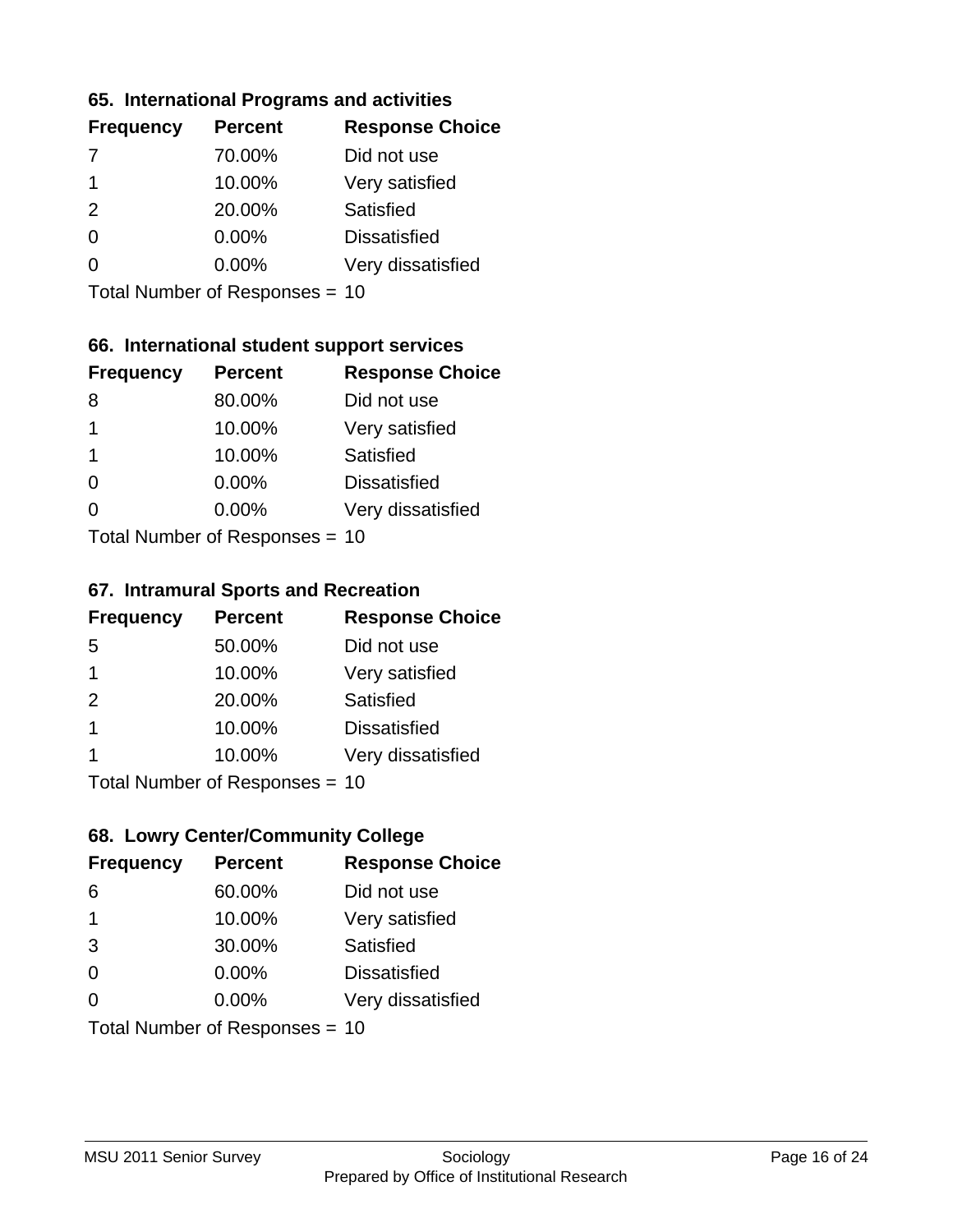### 65. International Programs and activities

| Frequency | Percent | Response Choice |
|---|---|---|
| 7 | 70.00% | Did not use |
| 1 | 10.00% | Very satisfied |
| 2 | 20.00% | Satisfied |
| 0 | 0.00% | Dissatisfied |
| 0 | 0.00% | Very dissatisfied |

Total Number of Responses = 10

### 66. International student support services

| Frequency | Percent | Response Choice |
|---|---|---|
| 8 | 80.00% | Did not use |
| 1 | 10.00% | Very satisfied |
| 1 | 10.00% | Satisfied |
| 0 | 0.00% | Dissatisfied |
| 0 | 0.00% | Very dissatisfied |

Total Number of Responses = 10

### 67. Intramural Sports and Recreation

| Frequency | Percent | Response Choice |
|---|---|---|
| 5 | 50.00% | Did not use |
| 1 | 10.00% | Very satisfied |
| 2 | 20.00% | Satisfied |
| 1 | 10.00% | Dissatisfied |
| 1 | 10.00% | Very dissatisfied |

Total Number of Responses = 10

### 68. Lowry Center/Community College

| Frequency | Percent | Response Choice |
|---|---|---|
| 6 | 60.00% | Did not use |
| 1 | 10.00% | Very satisfied |
| 3 | 30.00% | Satisfied |
| 0 | 0.00% | Dissatisfied |
| 0 | 0.00% | Very dissatisfied |

Total Number of Responses = 10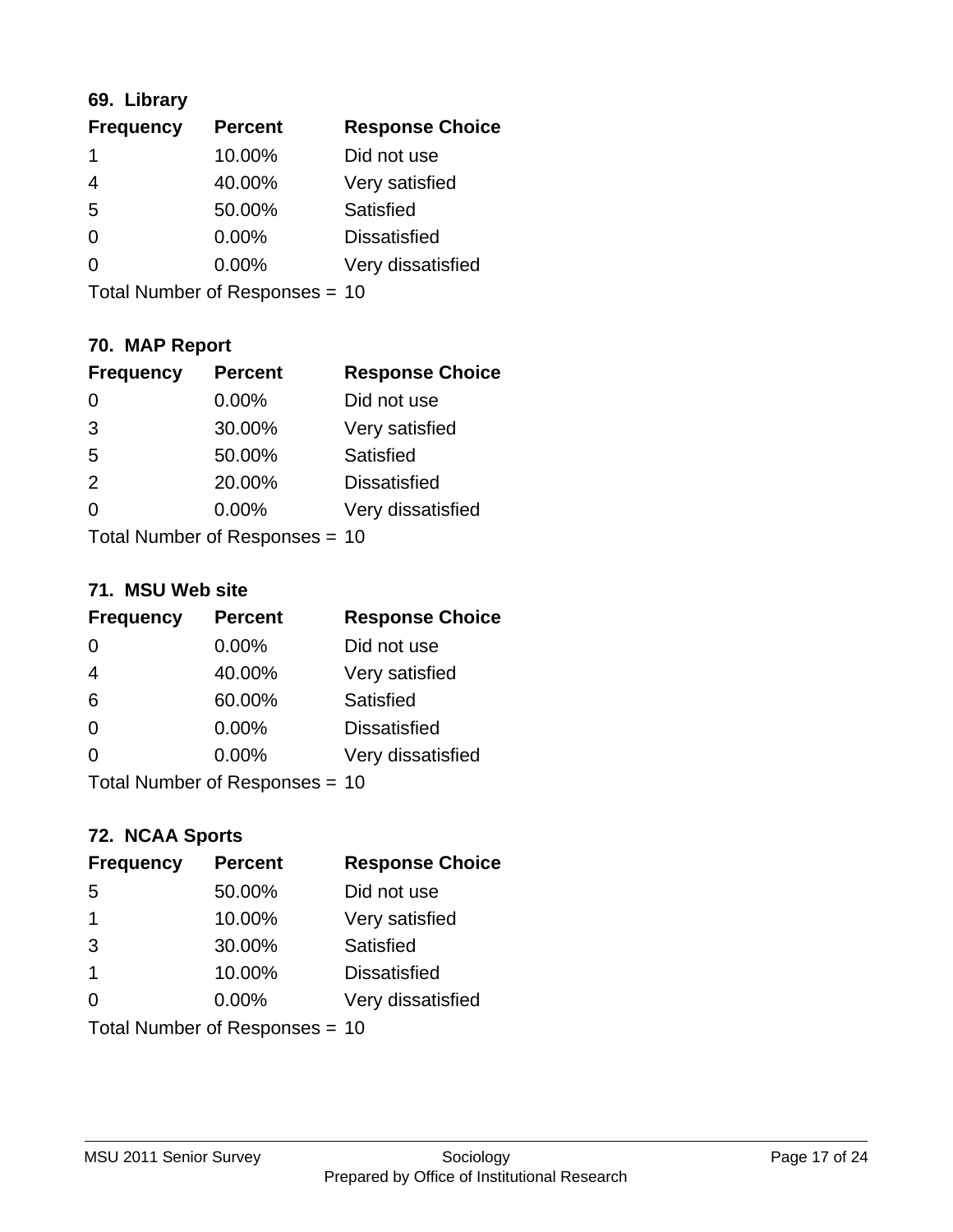### 69. Library

| Frequency | Percent | Response Choice |
|---|---|---|
| 1 | 10.00% | Did not use |
| 4 | 40.00% | Very satisfied |
| 5 | 50.00% | Satisfied |
| 0 | 0.00% | Dissatisfied |
| 0 | 0.00% | Very dissatisfied |

Total Number of Responses = 10

### 70. MAP Report

| Frequency | Percent | Response Choice |
|---|---|---|
| 0 | 0.00% | Did not use |
| 3 | 30.00% | Very satisfied |
| 5 | 50.00% | Satisfied |
| 2 | 20.00% | Dissatisfied |
| 0 | 0.00% | Very dissatisfied |

Total Number of Responses = 10

### 71. MSU Web site

| Frequency | Percent | Response Choice |
|---|---|---|
| 0 | 0.00% | Did not use |
| 4 | 40.00% | Very satisfied |
| 6 | 60.00% | Satisfied |
| 0 | 0.00% | Dissatisfied |
| 0 | 0.00% | Very dissatisfied |

Total Number of Responses = 10

### 72. NCAA Sports

| Frequency | Percent | Response Choice |
|---|---|---|
| 5 | 50.00% | Did not use |
| 1 | 10.00% | Very satisfied |
| 3 | 30.00% | Satisfied |
| 1 | 10.00% | Dissatisfied |
| 0 | 0.00% | Very dissatisfied |

Total Number of Responses = 10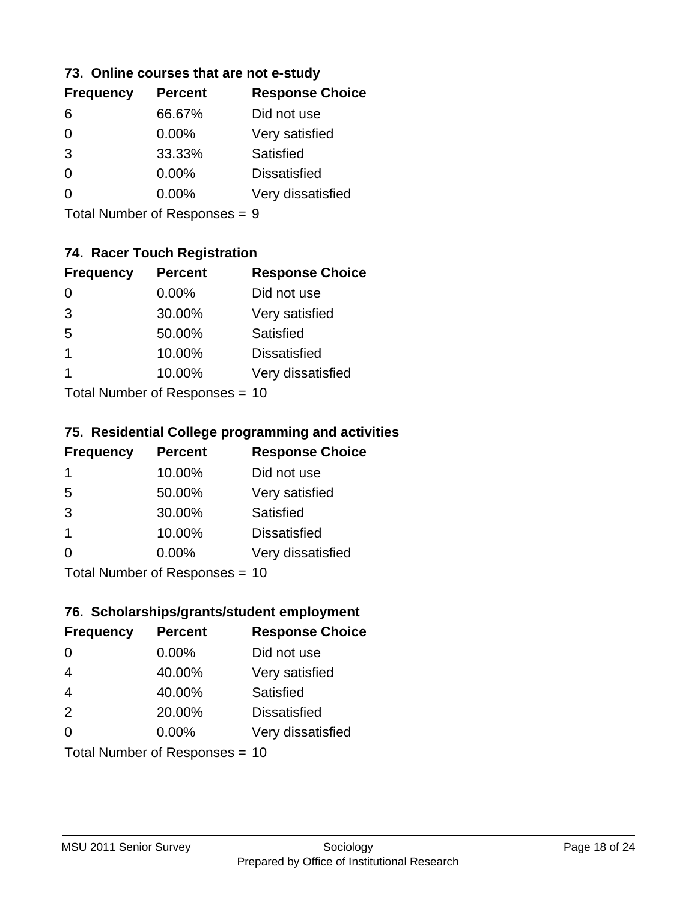### 73. Online courses that are not e-study

| Frequency | Percent | Response Choice |
|---|---|---|
| 6 | 66.67% | Did not use |
| 0 | 0.00% | Very satisfied |
| 3 | 33.33% | Satisfied |
| 0 | 0.00% | Dissatisfied |
| 0 | 0.00% | Very dissatisfied |

Total Number of Responses = 9

### 74. Racer Touch Registration

| Frequency | Percent | Response Choice |
|---|---|---|
| 0 | 0.00% | Did not use |
| 3 | 30.00% | Very satisfied |
| 5 | 50.00% | Satisfied |
| 1 | 10.00% | Dissatisfied |
| 1 | 10.00% | Very dissatisfied |

Total Number of Responses = 10

### 75. Residential College programming and activities

| Frequency | Percent | Response Choice |
|---|---|---|
| 1 | 10.00% | Did not use |
| 5 | 50.00% | Very satisfied |
| 3 | 30.00% | Satisfied |
| 1 | 10.00% | Dissatisfied |
| 0 | 0.00% | Very dissatisfied |

Total Number of Responses = 10

### 76. Scholarships/grants/student employment

| Frequency | Percent | Response Choice |
|---|---|---|
| 0 | 0.00% | Did not use |
| 4 | 40.00% | Very satisfied |
| 4 | 40.00% | Satisfied |
| 2 | 20.00% | Dissatisfied |
| 0 | 0.00% | Very dissatisfied |

Total Number of Responses = 10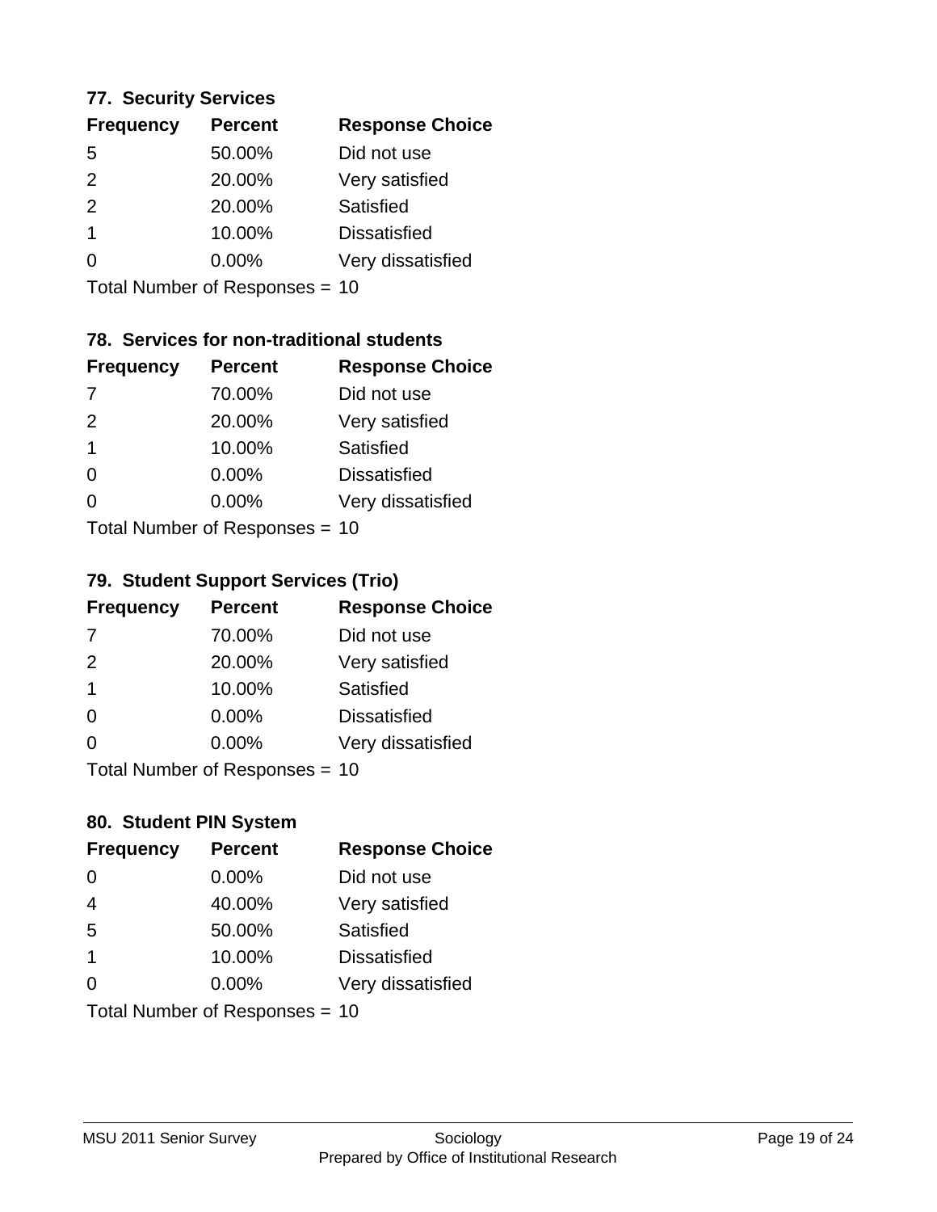### 77. Security Services

| Frequency | Percent | Response Choice |
|---|---|---|
| 5 | 50.00% | Did not use |
| 2 | 20.00% | Very satisfied |
| 2 | 20.00% | Satisfied |
| 1 | 10.00% | Dissatisfied |
| 0 | 0.00% | Very dissatisfied |

Total Number of Responses = 10

### 78. Services for non-traditional students

| Frequency | Percent | Response Choice |
|---|---|---|
| 7 | 70.00% | Did not use |
| 2 | 20.00% | Very satisfied |
| 1 | 10.00% | Satisfied |
| 0 | 0.00% | Dissatisfied |
| 0 | 0.00% | Very dissatisfied |

Total Number of Responses = 10

### 79. Student Support Services (Trio)

| Frequency | Percent | Response Choice |
|---|---|---|
| 7 | 70.00% | Did not use |
| 2 | 20.00% | Very satisfied |
| 1 | 10.00% | Satisfied |
| 0 | 0.00% | Dissatisfied |
| 0 | 0.00% | Very dissatisfied |

Total Number of Responses = 10

### 80. Student PIN System

| Frequency | Percent | Response Choice |
|---|---|---|
| 0 | 0.00% | Did not use |
| 4 | 40.00% | Very satisfied |
| 5 | 50.00% | Satisfied |
| 1 | 10.00% | Dissatisfied |
| 0 | 0.00% | Very dissatisfied |

Total Number of Responses = 10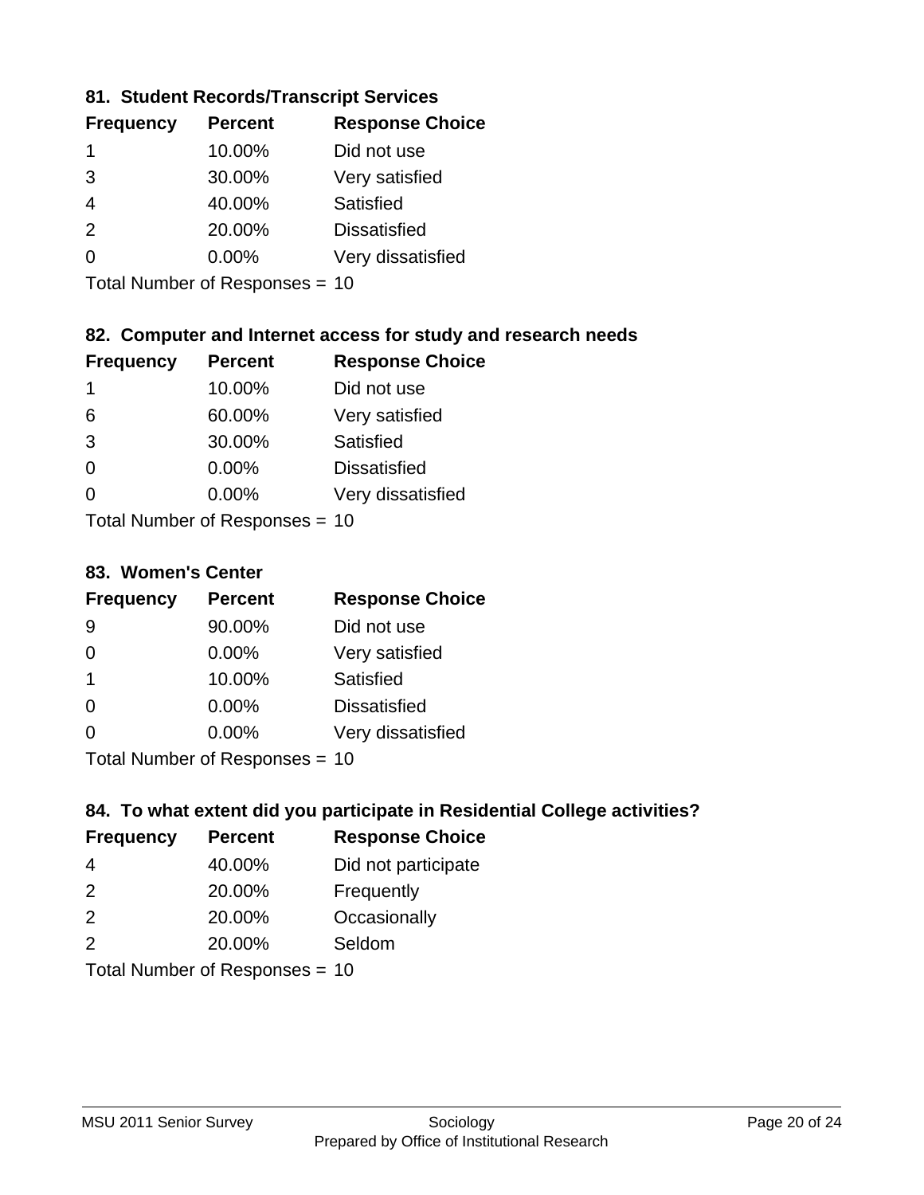### 81. Student Records/Transcript Services

| Frequency | Percent | Response Choice |
|---|---|---|
| 1 | 10.00% | Did not use |
| 3 | 30.00% | Very satisfied |
| 4 | 40.00% | Satisfied |
| 2 | 20.00% | Dissatisfied |
| 0 | 0.00% | Very dissatisfied |

Total Number of Responses = 10

### 82. Computer and Internet access for study and research needs

| Frequency | Percent | Response Choice |
|---|---|---|
| 1 | 10.00% | Did not use |
| 6 | 60.00% | Very satisfied |
| 3 | 30.00% | Satisfied |
| 0 | 0.00% | Dissatisfied |
| 0 | 0.00% | Very dissatisfied |

Total Number of Responses = 10

### 83. Women's Center

| Frequency | Percent | Response Choice |
|---|---|---|
| 9 | 90.00% | Did not use |
| 0 | 0.00% | Very satisfied |
| 1 | 10.00% | Satisfied |
| 0 | 0.00% | Dissatisfied |
| 0 | 0.00% | Very dissatisfied |

Total Number of Responses = 10

### 84. To what extent did you participate in Residential College activities?

| Frequency | Percent | Response Choice |
|---|---|---|
| 4 | 40.00% | Did not participate |
| 2 | 20.00% | Frequently |
| 2 | 20.00% | Occasionally |
| 2 | 20.00% | Seldom |

Total Number of Responses = 10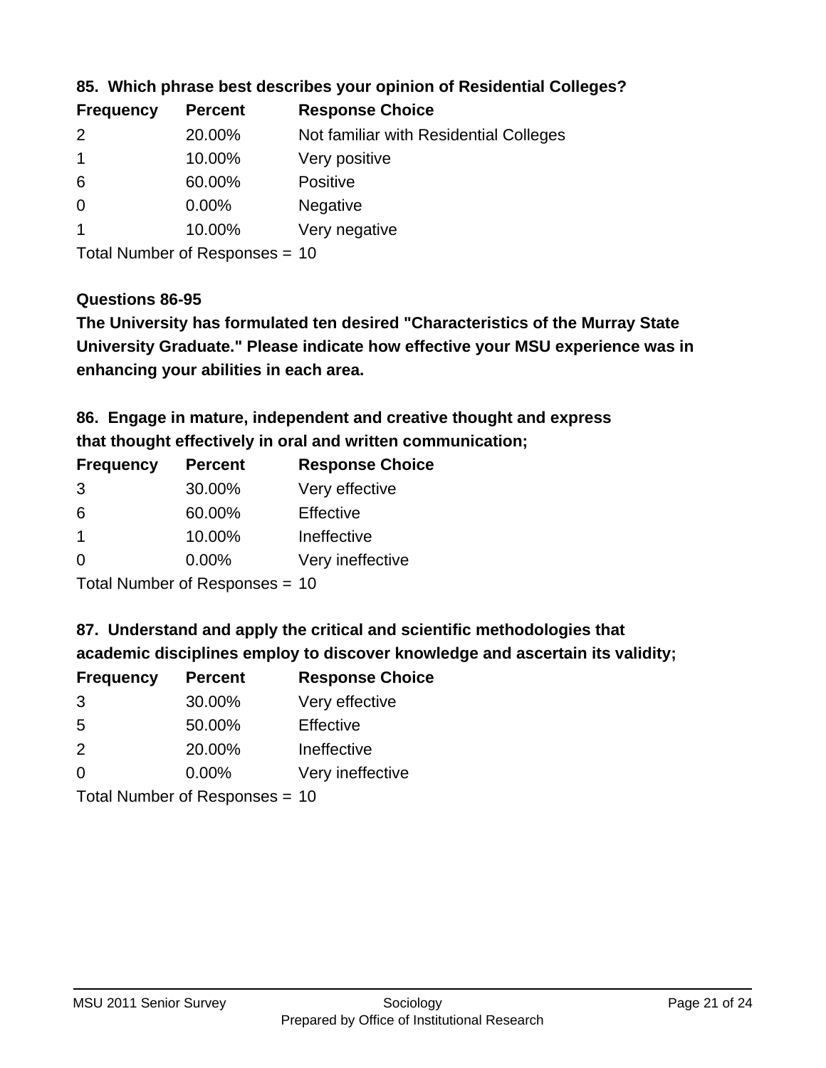**85. Which phrase best describes your opinion of Residential Colleges?**

| Frequency | Percent | Response Choice |
|---|---|---|
| 2 | 20.00% | Not familiar with Residential Colleges |
| 1 | 10.00% | Very positive |
| 6 | 60.00% | Positive |
| 0 | 0.00% | Negative |
| 1 | 10.00% | Very negative |

Total Number of Responses = 10

**Questions 86-95**

**The University has formulated ten desired "Characteristics of the Murray State University Graduate." Please indicate how effective your MSU experience was in enhancing your abilities in each area.**

**86. Engage in mature, independent and creative thought and express that thought effectively in oral and written communication;**

| Frequency | Percent | Response Choice |
|---|---|---|
| 3 | 30.00% | Very effective |
| 6 | 60.00% | Effective |
| 1 | 10.00% | Ineffective |
| 0 | 0.00% | Very ineffective |

Total Number of Responses = 10

**87. Understand and apply the critical and scientific methodologies that academic disciplines employ to discover knowledge and ascertain its validity;**

| Frequency | Percent | Response Choice |
|---|---|---|
| 3 | 30.00% | Very effective |
| 5 | 50.00% | Effective |
| 2 | 20.00% | Ineffective |
| 0 | 0.00% | Very ineffective |

Total Number of Responses = 10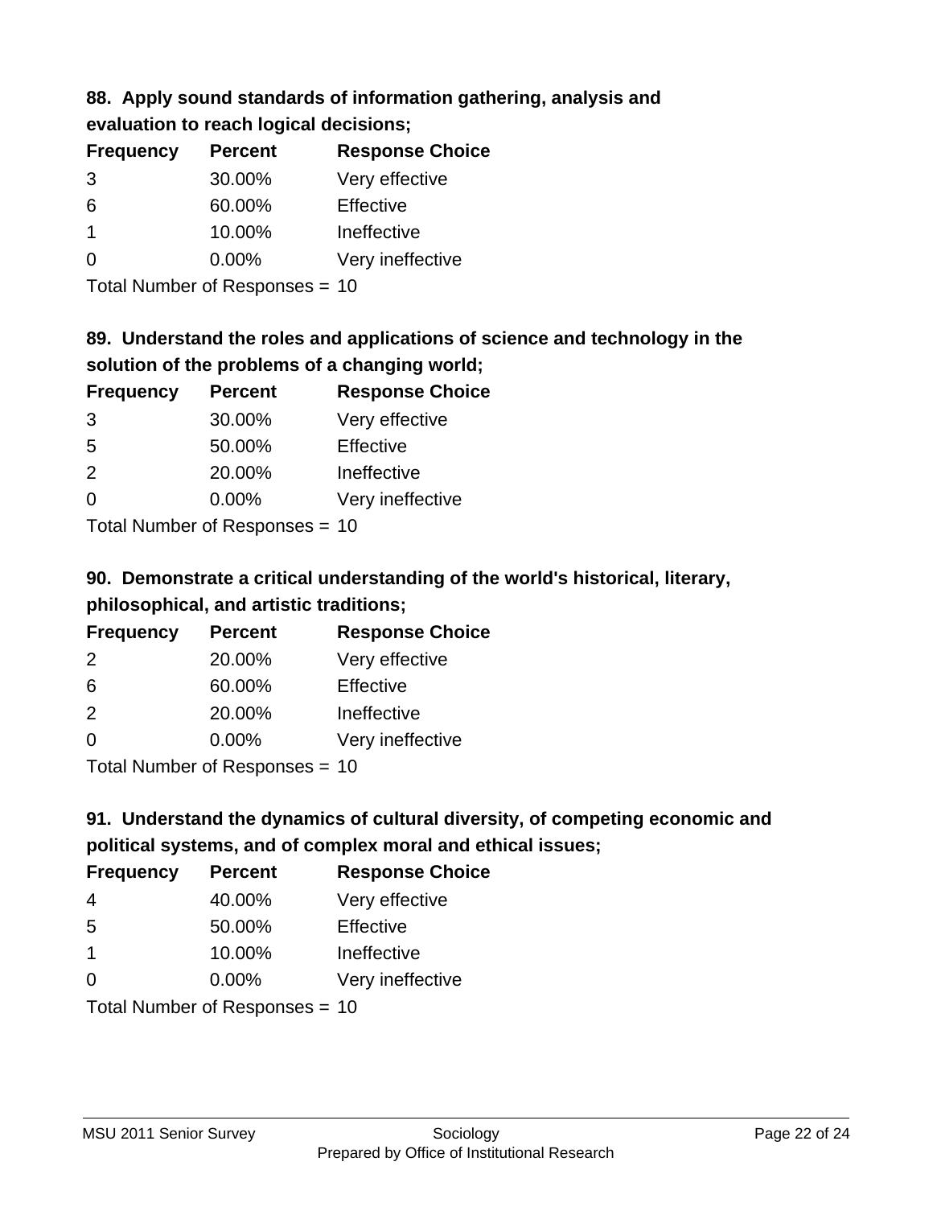### 88. Apply sound standards of information gathering, analysis and evaluation to reach logical decisions;

| Frequency | Percent | Response Choice |
|---|---|---|
| 3 | 30.00% | Very effective |
| 6 | 60.00% | Effective |
| 1 | 10.00% | Ineffective |
| 0 | 0.00% | Very ineffective |

Total Number of Responses = 10

### 89. Understand the roles and applications of science and technology in the solution of the problems of a changing world;

| Frequency | Percent | Response Choice |
|---|---|---|
| 3 | 30.00% | Very effective |
| 5 | 50.00% | Effective |
| 2 | 20.00% | Ineffective |
| 0 | 0.00% | Very ineffective |

Total Number of Responses = 10

### 90. Demonstrate a critical understanding of the world's historical, literary, philosophical, and artistic traditions;

| Frequency | Percent | Response Choice |
|---|---|---|
| 2 | 20.00% | Very effective |
| 6 | 60.00% | Effective |
| 2 | 20.00% | Ineffective |
| 0 | 0.00% | Very ineffective |

Total Number of Responses = 10

### 91. Understand the dynamics of cultural diversity, of competing economic and political systems, and of complex moral and ethical issues;

| Frequency | Percent | Response Choice |
|---|---|---|
| 4 | 40.00% | Very effective |
| 5 | 50.00% | Effective |
| 1 | 10.00% | Ineffective |
| 0 | 0.00% | Very ineffective |

Total Number of Responses = 10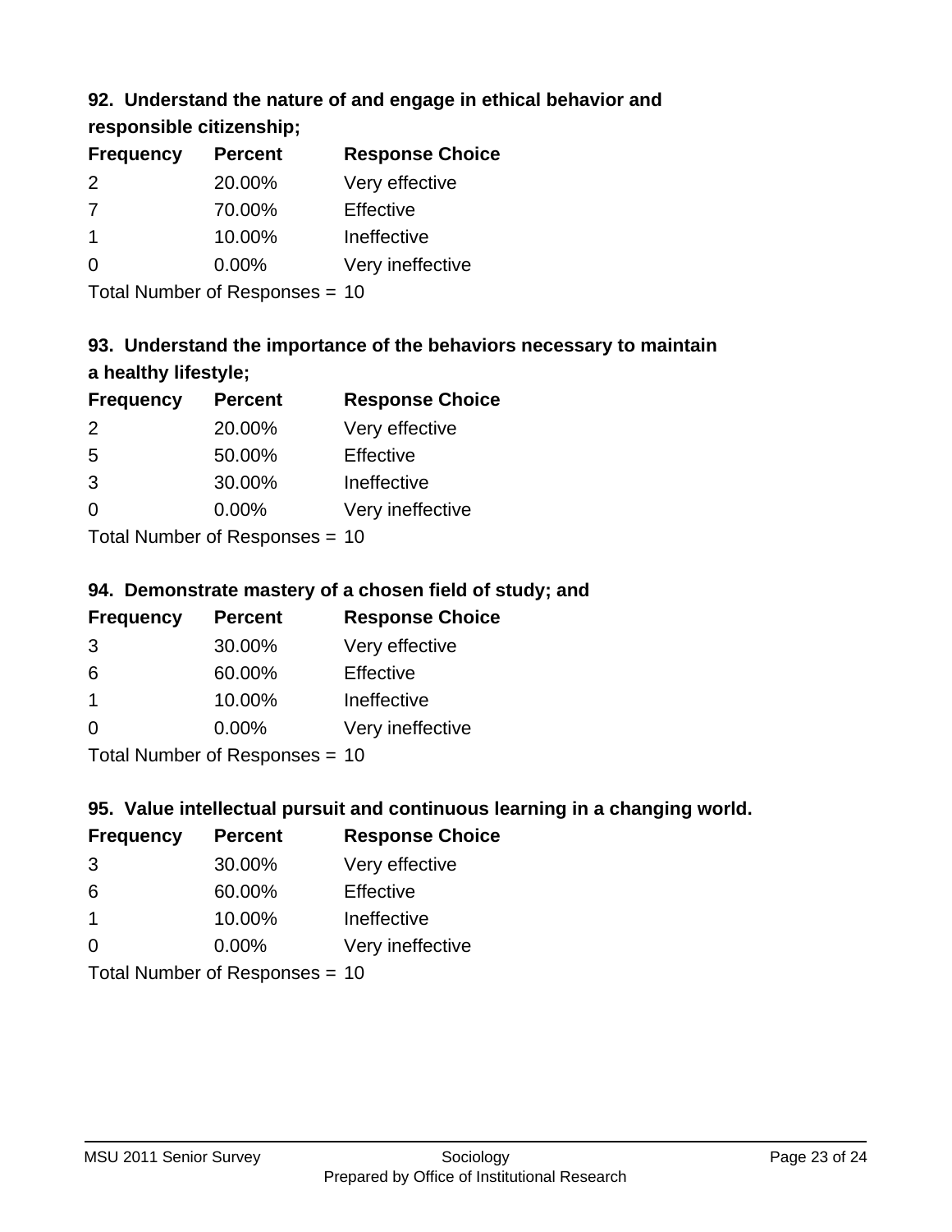### 92. Understand the nature of and engage in ethical behavior and responsible citizenship;

| Frequency | Percent | Response Choice |
|---|---|---|
| 2 | 20.00% | Very effective |
| 7 | 70.00% | Effective |
| 1 | 10.00% | Ineffective |
| 0 | 0.00% | Very ineffective |

Total Number of Responses = 10

### 93. Understand the importance of the behaviors necessary to maintain a healthy lifestyle;

| Frequency | Percent | Response Choice |
|---|---|---|
| 2 | 20.00% | Very effective |
| 5 | 50.00% | Effective |
| 3 | 30.00% | Ineffective |
| 0 | 0.00% | Very ineffective |

Total Number of Responses = 10

### 94. Demonstrate mastery of a chosen field of study; and

| Frequency | Percent | Response Choice |
|---|---|---|
| 3 | 30.00% | Very effective |
| 6 | 60.00% | Effective |
| 1 | 10.00% | Ineffective |
| 0 | 0.00% | Very ineffective |

Total Number of Responses = 10

### 95. Value intellectual pursuit and continuous learning in a changing world.

| Frequency | Percent | Response Choice |
|---|---|---|
| 3 | 30.00% | Very effective |
| 6 | 60.00% | Effective |
| 1 | 10.00% | Ineffective |
| 0 | 0.00% | Very ineffective |

Total Number of Responses = 10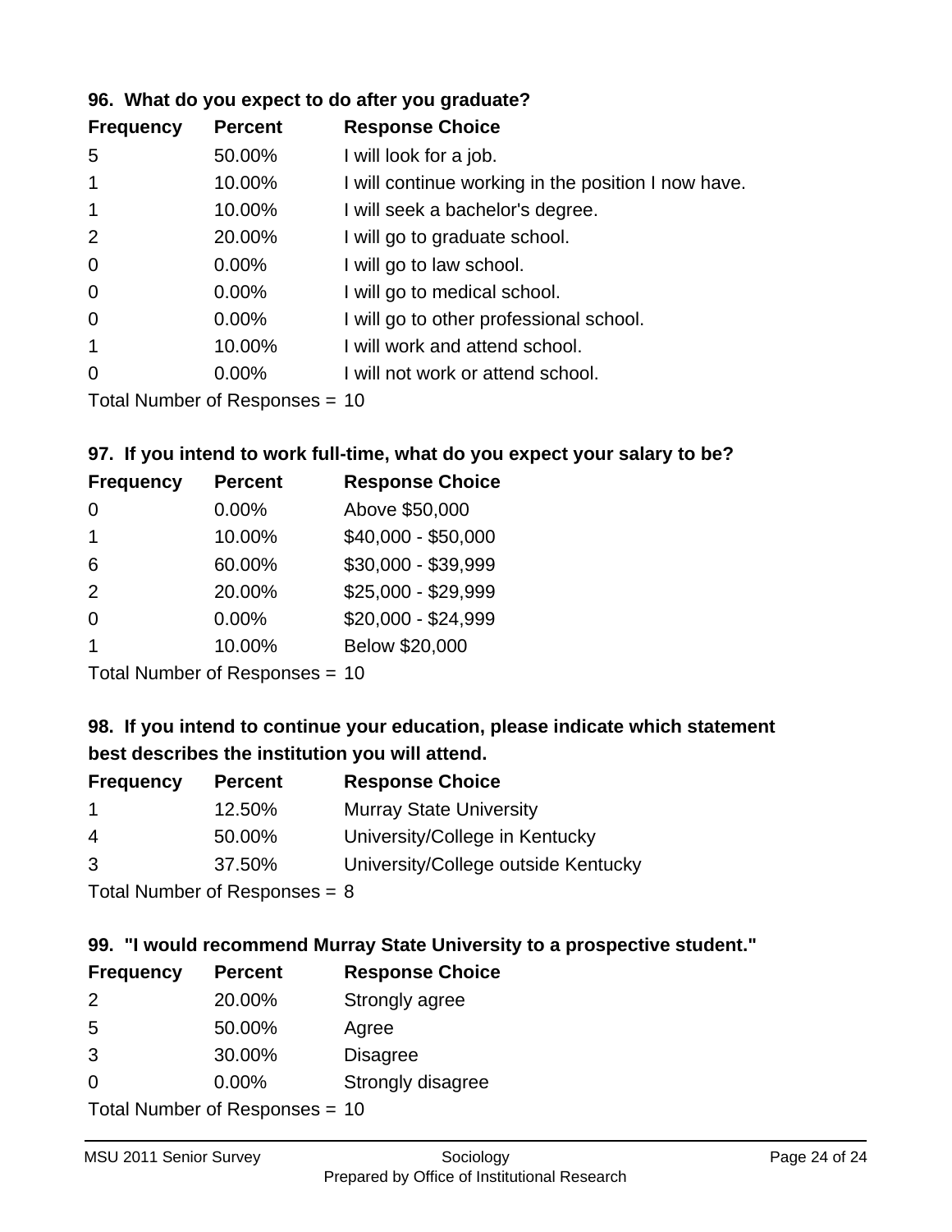### 96. What do you expect to do after you graduate?

| Frequency | Percent | Response Choice |
|---|---|---|
| 5 | 50.00% | I will look for a job. |
| 1 | 10.00% | I will continue working in the position I now have. |
| 1 | 10.00% | I will seek a bachelor's degree. |
| 2 | 20.00% | I will go to graduate school. |
| 0 | 0.00% | I will go to law school. |
| 0 | 0.00% | I will go to medical school. |
| 0 | 0.00% | I will go to other professional school. |
| 1 | 10.00% | I will work and attend school. |
| 0 | 0.00% | I will not work or attend school. |

Total Number of Responses = 10

### 97. If you intend to work full-time, what do you expect your salary to be?

| Frequency | Percent | Response Choice |
|---|---|---|
| 0 | 0.00% | Above $50,000 |
| 1 | 10.00% | $40,000 - $50,000 |
| 6 | 60.00% | $30,000 - $39,999 |
| 2 | 20.00% | $25,000 - $29,999 |
| 0 | 0.00% | $20,000 - $24,999 |
| 1 | 10.00% | Below $20,000 |

Total Number of Responses = 10

### 98. If you intend to continue your education, please indicate which statement best describes the institution you will attend.

| Frequency | Percent | Response Choice |
|---|---|---|
| 1 | 12.50% | Murray State University |
| 4 | 50.00% | University/College in Kentucky |
| 3 | 37.50% | University/College outside Kentucky |

Total Number of Responses = 8

### 99. "I would recommend Murray State University to a prospective student."

| Frequency | Percent | Response Choice |
|---|---|---|
| 2 | 20.00% | Strongly agree |
| 5 | 50.00% | Agree |
| 3 | 30.00% | Disagree |
| 0 | 0.00% | Strongly disagree |

Total Number of Responses = 10